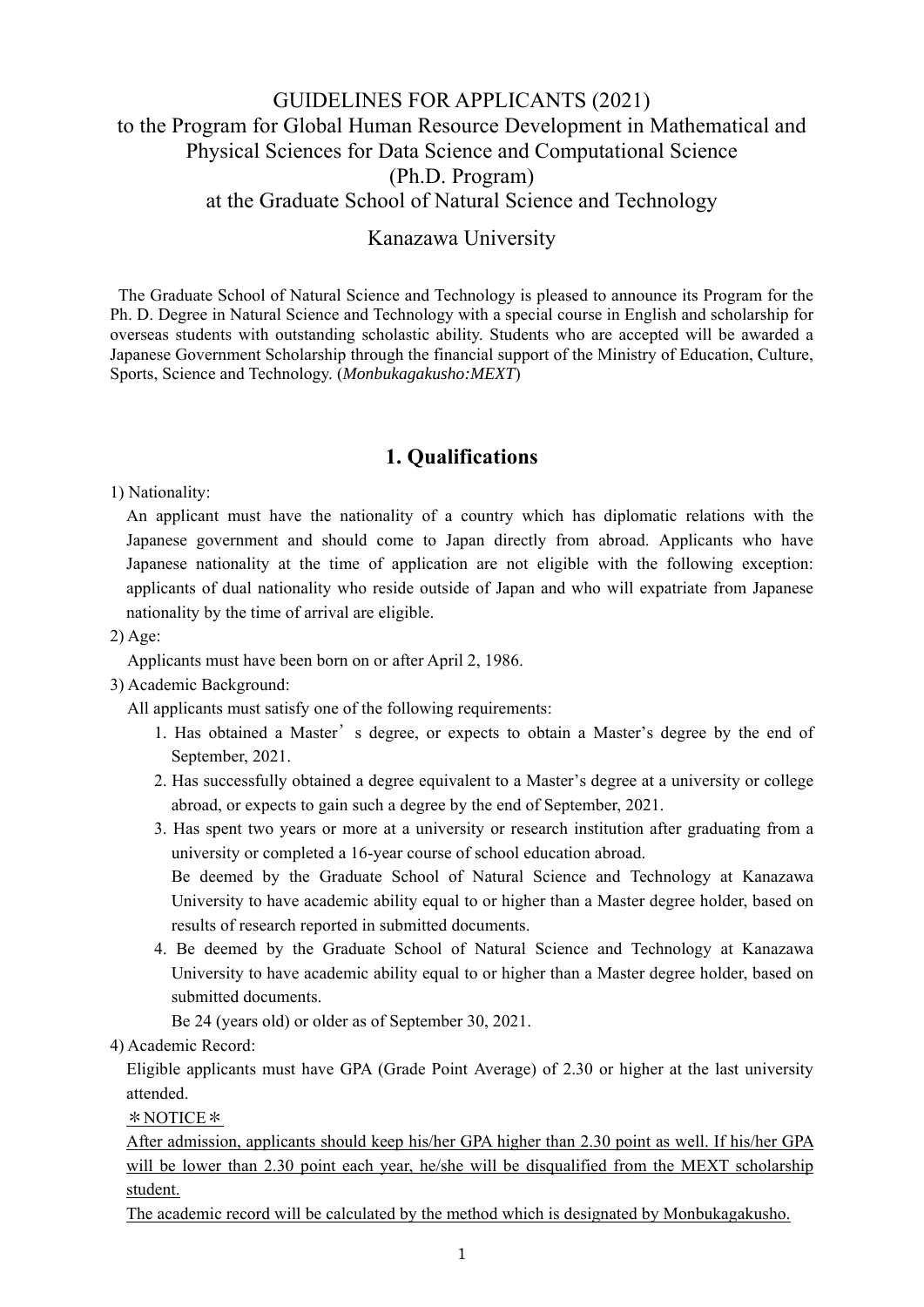# GUIDELINES FOR APPLICANTS (2021)
# to the Program for Global Human Resource Development in Mathematical and Physical Sciences for Data Science and Computational Science (Ph.D. Program)
# at the Graduate School of Natural Science and Technology

## Kanazawa University

The Graduate School of Natural Science and Technology is pleased to announce its Program for the Ph. D. Degree in Natural Science and Technology with a special course in English and scholarship for overseas students with outstanding scholastic ability. Students who are accepted will be awarded a Japanese Government Scholarship through the financial support of the Ministry of Education, Culture, Sports, Science and Technology. (*Monbukagakusho:MEXT*)

## 1. Qualifications

1) Nationality:

An applicant must have the nationality of a country which has diplomatic relations with the Japanese government and should come to Japan directly from abroad. Applicants who have Japanese nationality at the time of application are not eligible with the following exception: applicants of dual nationality who reside outside of Japan and who will expatriate from Japanese nationality by the time of arrival are eligible.

2) Age:

Applicants must have been born on or after April 2, 1986.

3) Academic Background:

All applicants must satisfy one of the following requirements:

1. Has obtained a Master's degree, or expects to obtain a Master's degree by the end of September, 2021.
2. Has successfully obtained a degree equivalent to a Master's degree at a university or college abroad, or expects to gain such a degree by the end of September, 2021.
3. Has spent two years or more at a university or research institution after graduating from a university or completed a 16-year course of school education abroad.
   Be deemed by the Graduate School of Natural Science and Technology at Kanazawa University to have academic ability equal to or higher than a Master degree holder, based on results of research reported in submitted documents.
4. Be deemed by the Graduate School of Natural Science and Technology at Kanazawa University to have academic ability equal to or higher than a Master degree holder, based on submitted documents.
   Be 24 (years old) or older as of September 30, 2021.

4) Academic Record:

Eligible applicants must have GPA (Grade Point Average) of 2.30 or higher at the last university attended.

＊NOTICE＊

After admission, applicants should keep his/her GPA higher than 2.30 point as well. If his/her GPA will be lower than 2.30 point each year, he/she will be disqualified from the MEXT scholarship student.

The academic record will be calculated by the method which is designated by Monbukagakusho.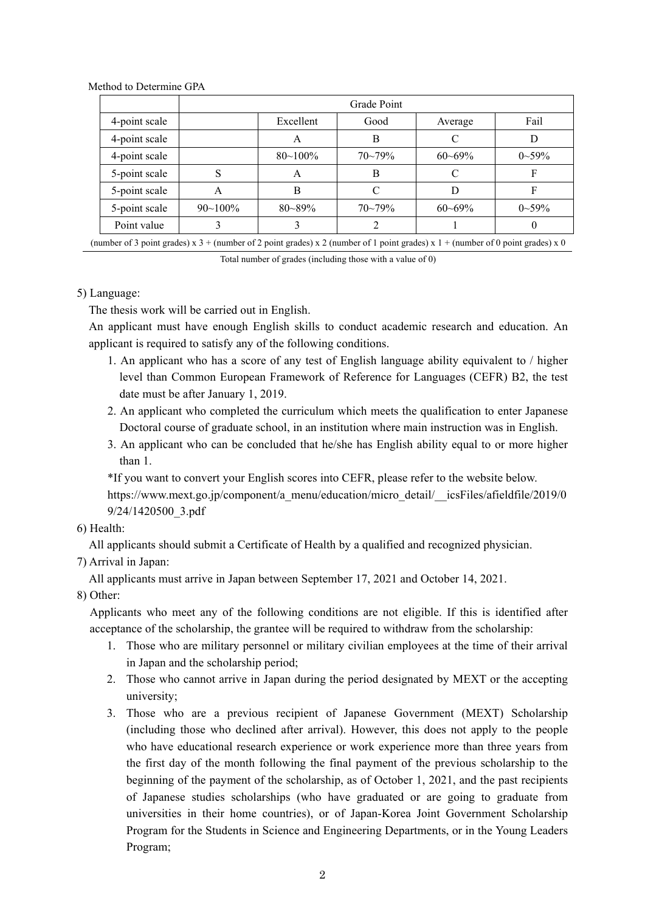Method to Determine GPA

| | Grade Point | | | | |
|---|---|---|---|---|---|
| 4-point scale | | Excellent | Good | Average | Fail |
| 4-point scale | | A | B | C | D |
| 4-point scale | | 80~100% | 70~79% | 60~69% | 0~59% |
| 5-point scale | S | A | B | C | F |
| 5-point scale | A | B | C | D | F |
| 5-point scale | 90~100% | 80~89% | 70~79% | 60~69% | 0~59% |
| Point value | 3 | 3 | 2 | 1 | 0 |

$$\frac{\text{(number of 3 point grades) x 3 + (number of 2 point grades) x 2 (number of 1 point grades) x 1 + (number of 0 point grades) x 0}}{\text{Total number of grades (including those with a value of 0)}}$$

5) Language:

The thesis work will be carried out in English.

An applicant must have enough English skills to conduct academic research and education. An applicant is required to satisfy any of the following conditions.

1. An applicant who has a score of any test of English language ability equivalent to / higher level than Common European Framework of Reference for Languages (CEFR) B2, the test date must be after January 1, 2019.
2. An applicant who completed the curriculum which meets the qualification to enter Japanese Doctoral course of graduate school, in an institution where main instruction was in English.
3. An applicant who can be concluded that he/she has English ability equal to or more higher than 1.

*If you want to convert your English scores into CEFR, please refer to the website below.
https://www.mext.go.jp/component/a_menu/education/micro_detail/__icsFiles/afieldfile/2019/09/24/1420500_3.pdf

6) Health:

All applicants should submit a Certificate of Health by a qualified and recognized physician.

7) Arrival in Japan:

All applicants must arrive in Japan between September 17, 2021 and October 14, 2021.

8) Other:

Applicants who meet any of the following conditions are not eligible. If this is identified after acceptance of the scholarship, the grantee will be required to withdraw from the scholarship:

1. Those who are military personnel or military civilian employees at the time of their arrival in Japan and the scholarship period;
2. Those who cannot arrive in Japan during the period designated by MEXT or the accepting university;
3. Those who are a previous recipient of Japanese Government (MEXT) Scholarship (including those who declined after arrival). However, this does not apply to the people who have educational research experience or work experience more than three years from the first day of the month following the final payment of the previous scholarship to the beginning of the payment of the scholarship, as of October 1, 2021, and the past recipients of Japanese studies scholarships (who have graduated or are going to graduate from universities in their home countries), or of Japan-Korea Joint Government Scholarship Program for the Students in Science and Engineering Departments, or in the Young Leaders Program;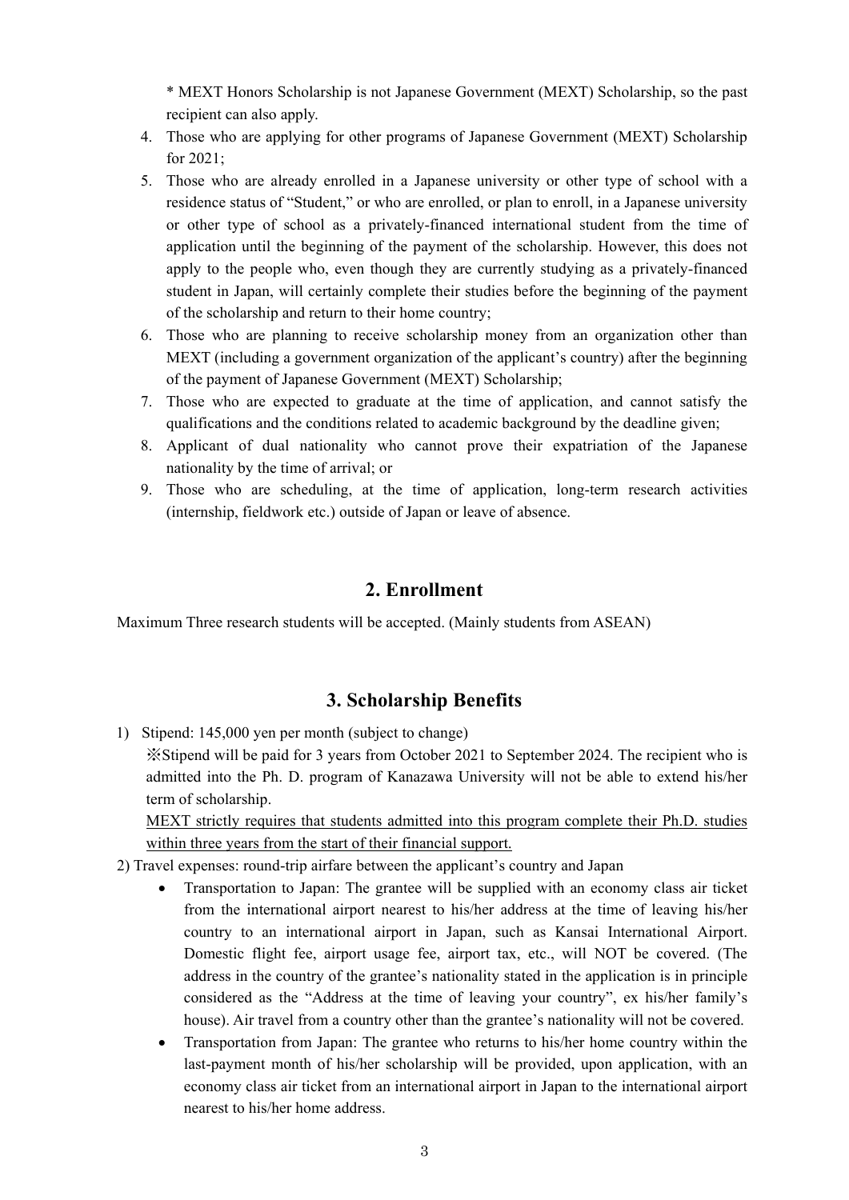\* MEXT Honors Scholarship is not Japanese Government (MEXT) Scholarship, so the past recipient can also apply.

4. Those who are applying for other programs of Japanese Government (MEXT) Scholarship for 2021;
5. Those who are already enrolled in a Japanese university or other type of school with a residence status of "Student," or who are enrolled, or plan to enroll, in a Japanese university or other type of school as a privately-financed international student from the time of application until the beginning of the payment of the scholarship. However, this does not apply to the people who, even though they are currently studying as a privately-financed student in Japan, will certainly complete their studies before the beginning of the payment of the scholarship and return to their home country;
6. Those who are planning to receive scholarship money from an organization other than MEXT (including a government organization of the applicant's country) after the beginning of the payment of Japanese Government (MEXT) Scholarship;
7. Those who are expected to graduate at the time of application, and cannot satisfy the qualifications and the conditions related to academic background by the deadline given;
8. Applicant of dual nationality who cannot prove their expatriation of the Japanese nationality by the time of arrival; or
9. Those who are scheduling, at the time of application, long-term research activities (internship, fieldwork etc.) outside of Japan or leave of absence.

## 2. Enrollment

Maximum Three research students will be accepted. (Mainly students from ASEAN)

## 3. Scholarship Benefits

1) Stipend: 145,000 yen per month (subject to change)

   ※Stipend will be paid for 3 years from October 2021 to September 2024. The recipient who is admitted into the Ph. D. program of Kanazawa University will not be able to extend his/her term of scholarship.

   <u>MEXT strictly requires that students admitted into this program complete their Ph.D. studies within three years from the start of their financial support.</u>

2) Travel expenses: round-trip airfare between the applicant's country and Japan

   - Transportation to Japan: The grantee will be supplied with an economy class air ticket from the international airport nearest to his/her address at the time of leaving his/her country to an international airport in Japan, such as Kansai International Airport. Domestic flight fee, airport usage fee, airport tax, etc., will NOT be covered. (The address in the country of the grantee's nationality stated in the application is in principle considered as the "Address at the time of leaving your country", ex his/her family's house). Air travel from a country other than the grantee's nationality will not be covered.
   - Transportation from Japan: The grantee who returns to his/her home country within the last-payment month of his/her scholarship will be provided, upon application, with an economy class air ticket from an international airport in Japan to the international airport nearest to his/her home address.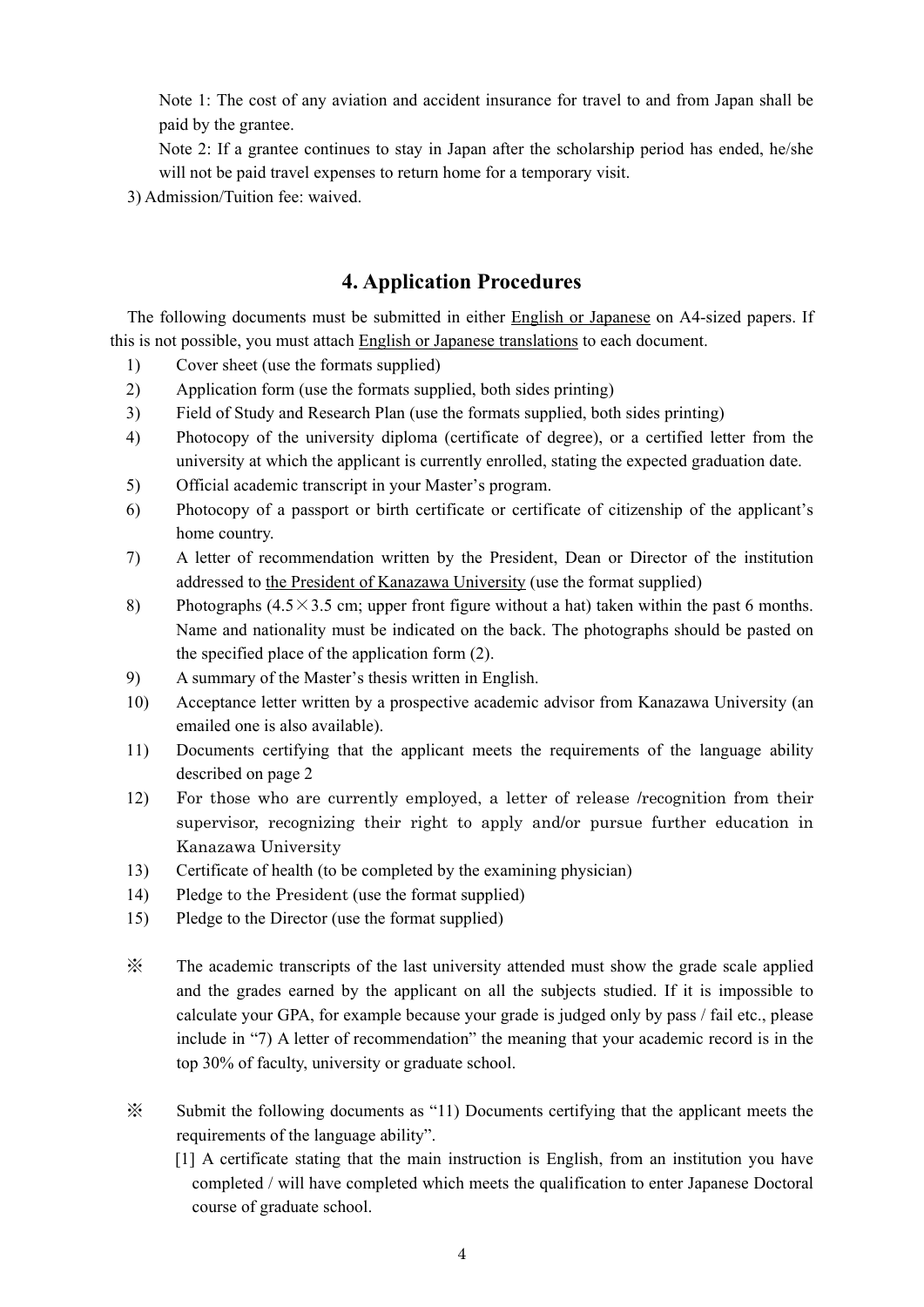Note 1: The cost of any aviation and accident insurance for travel to and from Japan shall be paid by the grantee.

Note 2: If a grantee continues to stay in Japan after the scholarship period has ended, he/she will not be paid travel expenses to return home for a temporary visit.

3) Admission/Tuition fee: waived.

## 4. Application Procedures

The following documents must be submitted in either English or Japanese on A4-sized papers. If this is not possible, you must attach English or Japanese translations to each document.

1) Cover sheet (use the formats supplied)
2) Application form (use the formats supplied, both sides printing)
3) Field of Study and Research Plan (use the formats supplied, both sides printing)
4) Photocopy of the university diploma (certificate of degree), or a certified letter from the university at which the applicant is currently enrolled, stating the expected graduation date.
5) Official academic transcript in your Master's program.
6) Photocopy of a passport or birth certificate or certificate of citizenship of the applicant's home country.
7) A letter of recommendation written by the President, Dean or Director of the institution addressed to the President of Kanazawa University (use the format supplied)
8) Photographs (4.5×3.5 cm; upper front figure without a hat) taken within the past 6 months. Name and nationality must be indicated on the back. The photographs should be pasted on the specified place of the application form (2).
9) A summary of the Master's thesis written in English.
10) Acceptance letter written by a prospective academic advisor from Kanazawa University (an emailed one is also available).
11) Documents certifying that the applicant meets the requirements of the language ability described on page 2
12) For those who are currently employed, a letter of release /recognition from their supervisor, recognizing their right to apply and/or pursue further education in Kanazawa University
13) Certificate of health (to be completed by the examining physician)
14) Pledge to the President (use the format supplied)
15) Pledge to the Director (use the format supplied)

※ The academic transcripts of the last university attended must show the grade scale applied and the grades earned by the applicant on all the subjects studied. If it is impossible to calculate your GPA, for example because your grade is judged only by pass / fail etc., please include in "7) A letter of recommendation" the meaning that your academic record is in the top 30% of faculty, university or graduate school.

※ Submit the following documents as "11) Documents certifying that the applicant meets the requirements of the language ability".

[1] A certificate stating that the main instruction is English, from an institution you have completed / will have completed which meets the qualification to enter Japanese Doctoral course of graduate school.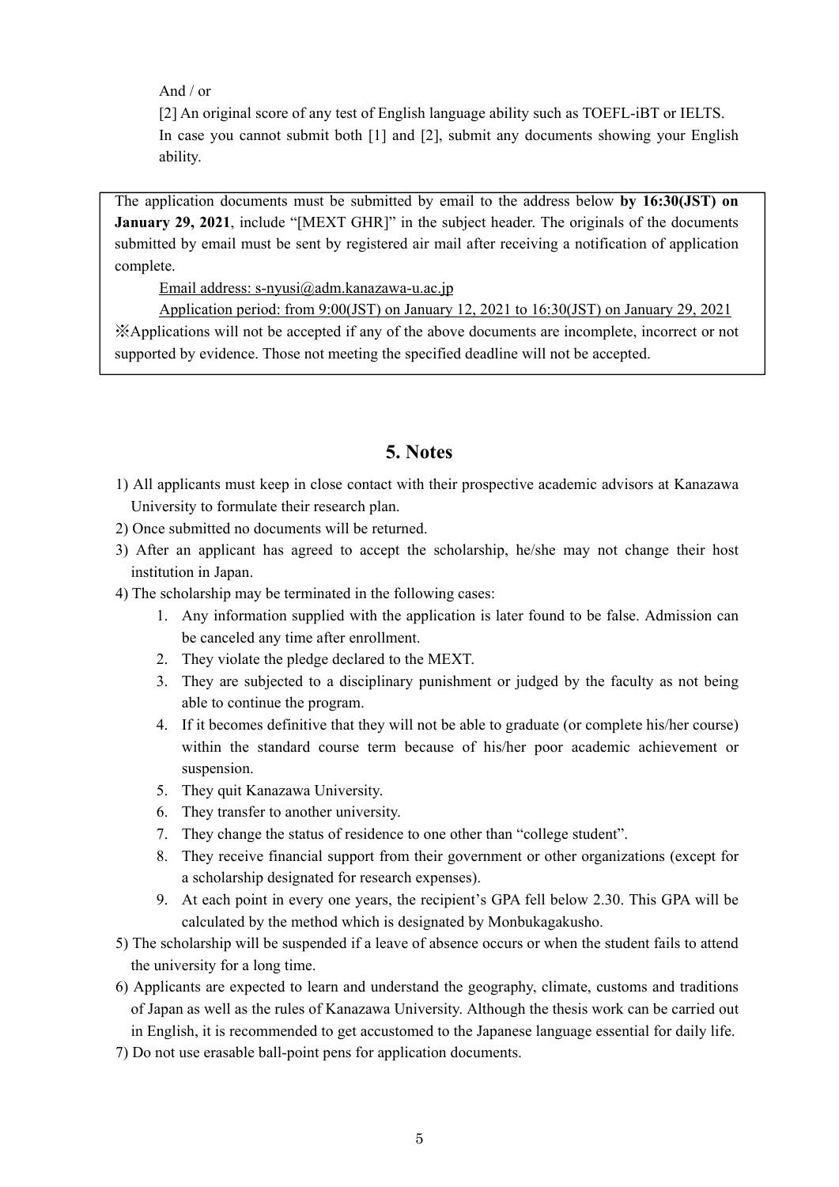And / or

[2] An original score of any test of English language ability such as TOEFL-iBT or IELTS.

In case you cannot submit both [1] and [2], submit any documents showing your English ability.

The application documents must be submitted by email to the address below **by 16:30(JST) on January 29, 2021**, include "[MEXT GHR]" in the subject header. The originals of the documents submitted by email must be sent by registered air mail after receiving a notification of application complete.

Email address: s-nyusi@adm.kanazawa-u.ac.jp

Application period: from 9:00(JST) on January 12, 2021 to 16:30(JST) on January 29, 2021

※Applications will not be accepted if any of the above documents are incomplete, incorrect or not supported by evidence. Those not meeting the specified deadline will not be accepted.

## 5. Notes

1) All applicants must keep in close contact with their prospective academic advisors at Kanazawa University to formulate their research plan.
2) Once submitted no documents will be returned.
3) After an applicant has agreed to accept the scholarship, he/she may not change their host institution in Japan.
4) The scholarship may be terminated in the following cases:
    1. Any information supplied with the application is later found to be false. Admission can be canceled any time after enrollment.
    2. They violate the pledge declared to the MEXT.
    3. They are subjected to a disciplinary punishment or judged by the faculty as not being able to continue the program.
    4. If it becomes definitive that they will not be able to graduate (or complete his/her course) within the standard course term because of his/her poor academic achievement or suspension.
    5. They quit Kanazawa University.
    6. They transfer to another university.
    7. They change the status of residence to one other than "college student".
    8. They receive financial support from their government or other organizations (except for a scholarship designated for research expenses).
    9. At each point in every one years, the recipient's GPA fell below 2.30. This GPA will be calculated by the method which is designated by Monbukagakusho.
5) The scholarship will be suspended if a leave of absence occurs or when the student fails to attend the university for a long time.
6) Applicants are expected to learn and understand the geography, climate, customs and traditions of Japan as well as the rules of Kanazawa University. Although the thesis work can be carried out in English, it is recommended to get accustomed to the Japanese language essential for daily life.
7) Do not use erasable ball-point pens for application documents.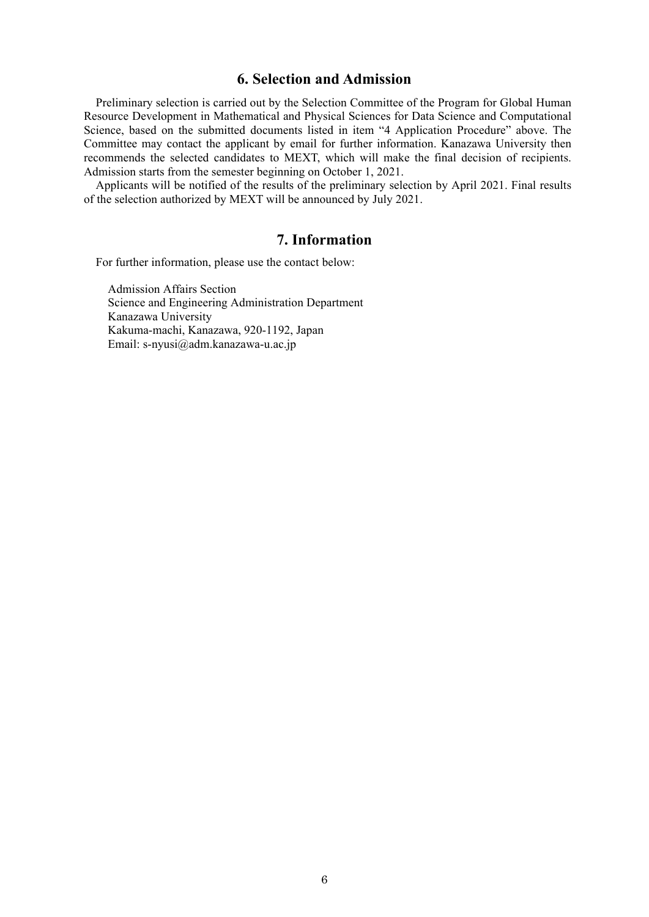## 6. Selection and Admission

Preliminary selection is carried out by the Selection Committee of the Program for Global Human Resource Development in Mathematical and Physical Sciences for Data Science and Computational Science, based on the submitted documents listed in item “4 Application Procedure” above. The Committee may contact the applicant by email for further information. Kanazawa University then recommends the selected candidates to MEXT, which will make the final decision of recipients. Admission starts from the semester beginning on October 1, 2021.

Applicants will be notified of the results of the preliminary selection by April 2021. Final results of the selection authorized by MEXT will be announced by July 2021.

## 7. Information

For further information, please use the contact below:

Admission Affairs Section  
Science and Engineering Administration Department  
Kanazawa University  
Kakuma-machi, Kanazawa, 920-1192, Japan  
Email: s-nyusi@adm.kanazawa-u.ac.jp